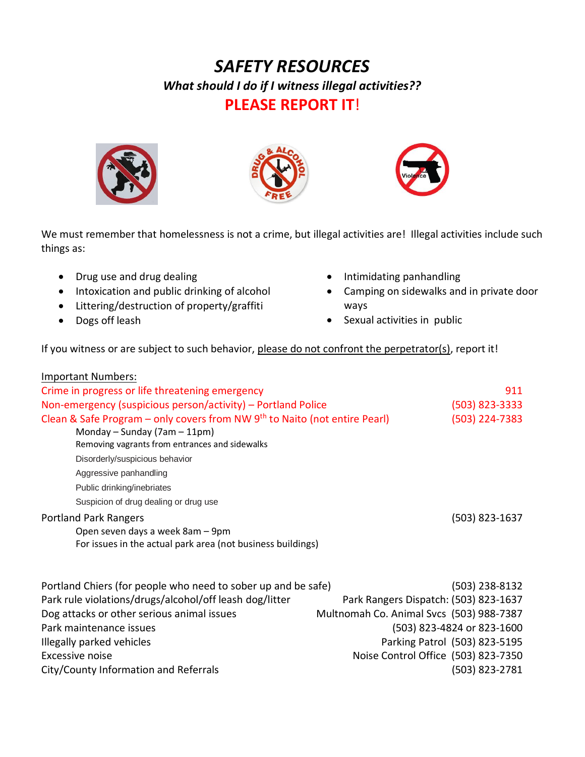# *SAFETY RESOURCES*

***What should I do if I witness illegal activities??***

## **PLEASE REPORT IT!**

We must remember that homelessness is not a crime, but illegal activities are! Illegal activities include such things as:

- Drug use and drug dealing
- Intoxication and public drinking of alcohol
- Littering/destruction of property/graffiti
- Dogs off leash
- Intimidating panhandling
- Camping on sidewalks and in private door ways
- Sexual activities in public

If you witness or are subject to such behavior, please do not confront the perpetrator(s), report it!

Important Numbers:

| | |
|---|---|
| Crime in progress or life threatening emergency | 911 |
| Non-emergency (suspicious person/activity) – Portland Police | (503) 823-3333 |
| Clean & Safe Program – only covers from NW 9th to Naito (not entire Pearl) | (503) 224-7383 |

Monday – Sunday (7am – 11pm)
- Removing vagrants from entrances and sidewalks
- Disorderly/suspicious behavior
- Aggressive panhandling
- Public drinking/inebriates
- Suspicion of drug dealing or drug use

| | |
|---|---|
| Portland Park Rangers | (503) 823-1637 |

Open seven days a week 8am – 9pm
For issues in the actual park area (not business buildings)

| | |
|---|---|
| Portland Chiers (for people who need to sober up and be safe) | (503) 238-8132 |
| Park rule violations/drugs/alcohol/off leash dog/litter | Park Rangers Dispatch: (503) 823-1637 |
| Dog attacks or other serious animal issues | Multnomah Co. Animal Svcs (503) 988-7387 |
| Park maintenance issues | (503) 823-4824 or 823-1600 |
| Illegally parked vehicles | Parking Patrol (503) 823-5195 |
| Excessive noise | Noise Control Office (503) 823-7350 |
| City/County Information and Referrals | (503) 823-2781 |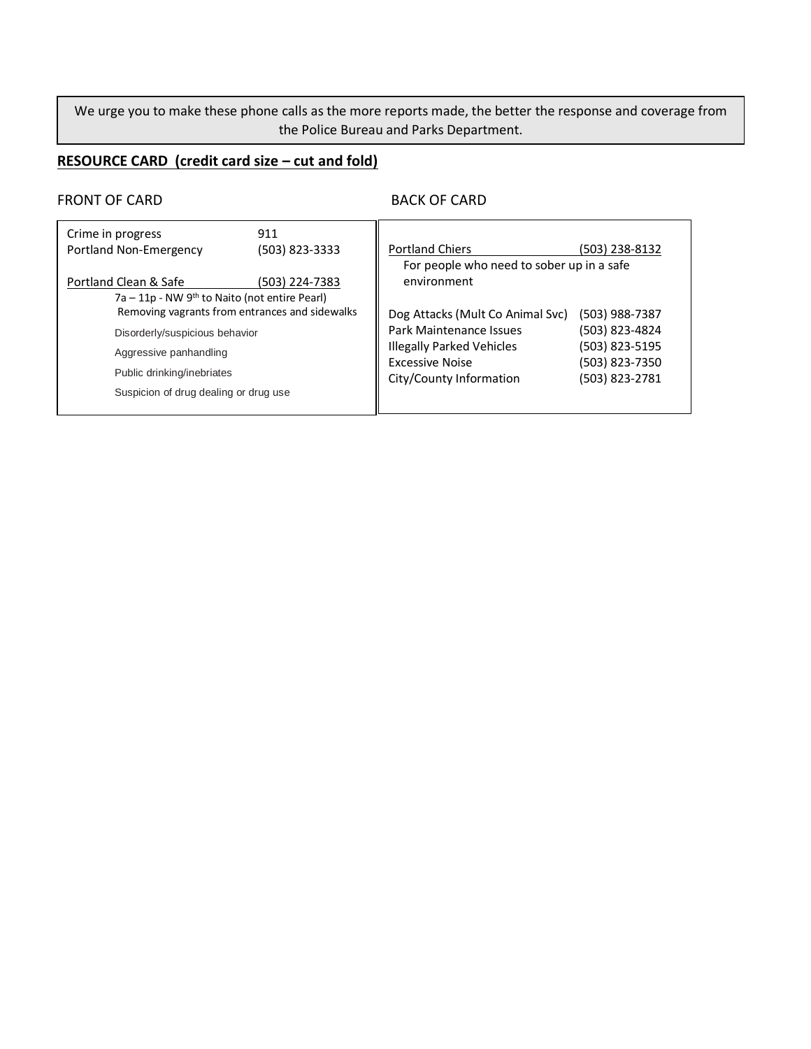We urge you to make these phone calls as the more reports made, the better the response and coverage from the Police Bureau and Parks Department.

**RESOURCE CARD (credit card size – cut and fold)**

FRONT OF CARD

| | |
|---|---|
| Crime in progress | 911 |
| Portland Non-Emergency | (503) 823-3333 |
| Portland Clean & Safe | (503) 224-7383 |

7a – 11p - NW 9th to Naito (not entire Pearl)
Removing vagrants from entrances and sidewalks

Disorderly/suspicious behavior

Aggressive panhandling

Public drinking/inebriates

Suspicion of drug dealing or drug use

BACK OF CARD

| | |
|---|---|
| Portland Chiers | (503) 238-8132 |

For people who need to sober up in a safe environment

| | |
|---|---|
| Dog Attacks (Mult Co Animal Svc) | (503) 988-7387 |
| Park Maintenance Issues | (503) 823-4824 |
| Illegally Parked Vehicles | (503) 823-5195 |
| Excessive Noise | (503) 823-7350 |
| City/County Information | (503) 823-2781 |